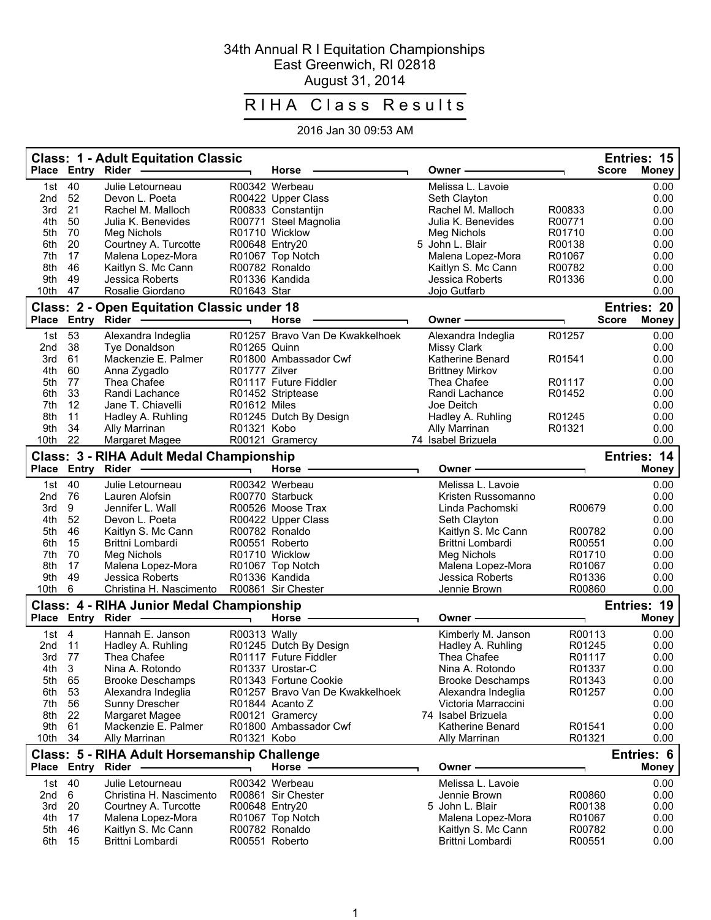# 34th Annual R I Equitation Championships

East Greenwich, RI 02818

August 31, 2014

## RIHA Class Results

2016 Jan 30 09:53 AM

### Class: 1 - Adult Equitation Classic — Entries: 15

| Place | Entry | Rider | | Horse | | Owner | | Score | Money |
|---|---|---|---|---|---|---|---|---|---|
| 1st | 40 | Julie Letourneau | R00342 | Werbeau | | Melissa L. Lavoie | | | 0.00 |
| 2nd | 52 | Devon L. Poeta | R00422 | Upper Class | | Seth Clayton | | | 0.00 |
| 3rd | 21 | Rachel M. Malloch | R00833 | Constantijn | | Rachel M. Malloch | R00833 | | 0.00 |
| 4th | 50 | Julia K. Benevides | R00771 | Steel Magnolia | | Julia K. Benevides | R00771 | | 0.00 |
| 5th | 70 | Meg Nichols | R01710 | Wicklow | | Meg Nichols | R01710 | | 0.00 |
| 6th | 20 | Courtney A. Turcotte | R00648 | Entry20 | 5 | John L. Blair | R00138 | | 0.00 |
| 7th | 17 | Malena Lopez-Mora | R01067 | Top Notch | | Malena Lopez-Mora | R01067 | | 0.00 |
| 8th | 46 | Kaitlyn S. Mc Cann | R00782 | Ronaldo | | Kaitlyn S. Mc Cann | R00782 | | 0.00 |
| 9th | 49 | Jessica Roberts | R01336 | Kandida | | Jessica Roberts | R01336 | | 0.00 |
| 10th | 47 | Rosalie Giordano | R01643 | Star | | Jojo Gutfarb | | | 0.00 |

### Class: 2 - Open Equitation Classic under 18 — Entries: 20

| Place | Entry | Rider | | Horse | | Owner | | Score | Money |
|---|---|---|---|---|---|---|---|---|---|
| 1st | 53 | Alexandra Indeglia | R01257 | Bravo Van De Kwakkelhoek | | Alexandra Indeglia | R01257 | | 0.00 |
| 2nd | 38 | Tye Donaldson | R01265 | Quinn | | Missy Clark | | | 0.00 |
| 3rd | 61 | Mackenzie E. Palmer | R01800 | Ambassador Cwf | | Katherine Benard | R01541 | | 0.00 |
| 4th | 60 | Anna Zygadlo | R01777 | Zilver | | Brittney Mirkov | | | 0.00 |
| 5th | 77 | Thea Chafee | R01117 | Future Fiddler | | Thea Chafee | R01117 | | 0.00 |
| 6th | 33 | Randi Lachance | R01452 | Striptease | | Randi Lachance | R01452 | | 0.00 |
| 7th | 12 | Jane T. Chiavelli | R01612 | Miles | | Joe Deitch | | | 0.00 |
| 8th | 11 | Hadley A. Ruhling | R01245 | Dutch By Design | | Hadley A. Ruhling | R01245 | | 0.00 |
| 9th | 34 | Ally Marrinan | R01321 | Kobo | | Ally Marrinan | R01321 | | 0.00 |
| 10th | 22 | Margaret Magee | R00121 | Gramercy | 74 | Isabel Brizuela | | | 0.00 |

### Class: 3 - RIHA Adult Medal Championship — Entries: 14

| Place | Entry | Rider | | Horse | | Owner | | Money |
|---|---|---|---|---|---|---|---|---|
| 1st | 40 | Julie Letourneau | R00342 | Werbeau | | Melissa L. Lavoie | | 0.00 |
| 2nd | 76 | Lauren Alofsin | R00770 | Starbuck | | Kristen Russomanno | | 0.00 |
| 3rd | 9 | Jennifer L. Wall | R00526 | Moose Trax | | Linda Pachomski | R00679 | 0.00 |
| 4th | 52 | Devon L. Poeta | R00422 | Upper Class | | Seth Clayton | | 0.00 |
| 5th | 46 | Kaitlyn S. Mc Cann | R00782 | Ronaldo | | Kaitlyn S. Mc Cann | R00782 | 0.00 |
| 6th | 15 | Brittni Lombardi | R00551 | Roberto | | Brittni Lombardi | R00551 | 0.00 |
| 7th | 70 | Meg Nichols | R01710 | Wicklow | | Meg Nichols | R01710 | 0.00 |
| 8th | 17 | Malena Lopez-Mora | R01067 | Top Notch | | Malena Lopez-Mora | R01067 | 0.00 |
| 9th | 49 | Jessica Roberts | R01336 | Kandida | | Jessica Roberts | R01336 | 0.00 |
| 10th | 6 | Christina H. Nascimento | R00861 | Sir Chester | | Jennie Brown | R00860 | 0.00 |

### Class: 4 - RIHA Junior Medal Championship — Entries: 19

| Place | Entry | Rider | | Horse | | Owner | | Money |
|---|---|---|---|---|---|---|---|---|
| 1st | 4 | Hannah E. Janson | R00313 | Wally | | Kimberly M. Janson | R00113 | 0.00 |
| 2nd | 11 | Hadley A. Ruhling | R01245 | Dutch By Design | | Hadley A. Ruhling | R01245 | 0.00 |
| 3rd | 77 | Thea Chafee | R01117 | Future Fiddler | | Thea Chafee | R01117 | 0.00 |
| 4th | 3 | Nina A. Rotondo | R01337 | Urostar-C | | Nina A. Rotondo | R01337 | 0.00 |
| 5th | 65 | Brooke Deschamps | R01343 | Fortune Cookie | | Brooke Deschamps | R01343 | 0.00 |
| 6th | 53 | Alexandra Indeglia | R01257 | Bravo Van De Kwakkelhoek | | Alexandra Indeglia | R01257 | 0.00 |
| 7th | 56 | Sunny Drescher | R01844 | Acanto Z | | Victoria Marraccini | | 0.00 |
| 8th | 22 | Margaret Magee | R00121 | Gramercy | 74 | Isabel Brizuela | | 0.00 |
| 9th | 61 | Mackenzie E. Palmer | R01800 | Ambassador Cwf | | Katherine Benard | R01541 | 0.00 |
| 10th | 34 | Ally Marrinan | R01321 | Kobo | | Ally Marrinan | R01321 | 0.00 |

### Class: 5 - RIHA Adult Horsemanship Challenge — Entries: 6

| Place | Entry | Rider | | Horse | | Owner | | Money |
|---|---|---|---|---|---|---|---|---|
| 1st | 40 | Julie Letourneau | R00342 | Werbeau | | Melissa L. Lavoie | | 0.00 |
| 2nd | 6 | Christina H. Nascimento | R00861 | Sir Chester | | Jennie Brown | R00860 | 0.00 |
| 3rd | 20 | Courtney A. Turcotte | R00648 | Entry20 | 5 | John L. Blair | R00138 | 0.00 |
| 4th | 17 | Malena Lopez-Mora | R01067 | Top Notch | | Malena Lopez-Mora | R01067 | 0.00 |
| 5th | 46 | Kaitlyn S. Mc Cann | R00782 | Ronaldo | | Kaitlyn S. Mc Cann | R00782 | 0.00 |
| 6th | 15 | Brittni Lombardi | R00551 | Roberto | | Brittni Lombardi | R00551 | 0.00 |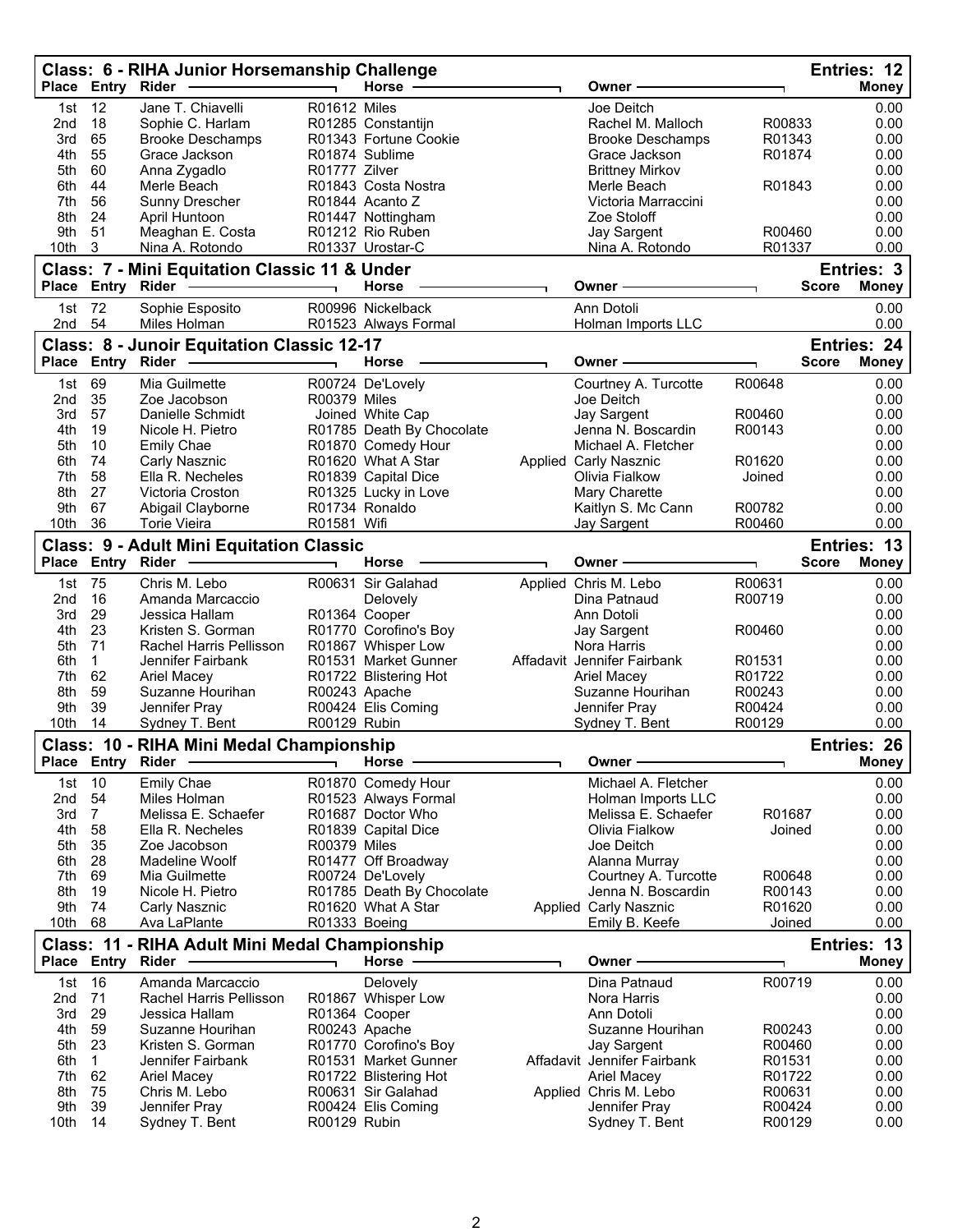## Class: 6 - RIHA Junior Horsemanship Challenge

Entries: 12

| Place | Entry | Rider | | Horse | | Owner | | Money |
|---|---|---|---|---|---|---|---|---|
| 1st | 12 | Jane T. Chiavelli | R01612 | Miles | | Joe Deitch | | 0.00 |
| 2nd | 18 | Sophie C. Harlam | R01285 | Constantijn | | Rachel M. Malloch | R00833 | 0.00 |
| 3rd | 65 | Brooke Deschamps | R01343 | Fortune Cookie | | Brooke Deschamps | R01343 | 0.00 |
| 4th | 55 | Grace Jackson | R01874 | Sublime | | Grace Jackson | R01874 | 0.00 |
| 5th | 60 | Anna Zygadlo | R01777 | Zilver | | Brittney Mirkov | | 0.00 |
| 6th | 44 | Merle Beach | R01843 | Costa Nostra | | Merle Beach | R01843 | 0.00 |
| 7th | 56 | Sunny Drescher | R01844 | Acanto Z | | Victoria Marraccini | | 0.00 |
| 8th | 24 | April Huntoon | R01447 | Nottingham | | Zoe Stoloff | | 0.00 |
| 9th | 51 | Meaghan E. Costa | R01212 | Rio Ruben | | Jay Sargent | R00460 | 0.00 |
| 10th | 3 | Nina A. Rotondo | R01337 | Urostar-C | | Nina A. Rotondo | R01337 | 0.00 |

## Class: 7 - Mini Equitation Classic 11 & Under

Entries: 3

| Place | Entry | Rider | | Horse | | Owner | | Score | Money |
|---|---|---|---|---|---|---|---|---|---|
| 1st | 72 | Sophie Esposito | R00996 | Nickelback | | Ann Dotoli | | | 0.00 |
| 2nd | 54 | Miles Holman | R01523 | Always Formal | | Holman Imports LLC | | | 0.00 |

## Class: 8 - Junoir Equitation Classic 12-17

Entries: 24

| Place | Entry | Rider | | Horse | | Owner | | Score | Money |
|---|---|---|---|---|---|---|---|---|---|
| 1st | 69 | Mia Guilmette | R00724 | De'Lovely | | Courtney A. Turcotte | R00648 | | 0.00 |
| 2nd | 35 | Zoe Jacobson | R00379 | Miles | | Joe Deitch | | | 0.00 |
| 3rd | 57 | Danielle Schmidt | Joined | White Cap | | Jay Sargent | R00460 | | 0.00 |
| 4th | 19 | Nicole H. Pietro | R01785 | Death By Chocolate | | Jenna N. Boscardin | R00143 | | 0.00 |
| 5th | 10 | Emily Chae | R01870 | Comedy Hour | | Michael A. Fletcher | | | 0.00 |
| 6th | 74 | Carly Nasznic | R01620 | What A Star | Applied | Carly Nasznic | R01620 | | 0.00 |
| 7th | 58 | Ella R. Necheles | R01839 | Capital Dice | | Olivia Fialkow | Joined | | 0.00 |
| 8th | 27 | Victoria Croston | R01325 | Lucky in Love | | Mary Charette | | | 0.00 |
| 9th | 67 | Abigail Clayborne | R01734 | Ronaldo | | Kaitlyn S. Mc Cann | R00782 | | 0.00 |
| 10th | 36 | Torie Vieira | R01581 | Wifi | | Jay Sargent | R00460 | | 0.00 |

## Class: 9 - Adult Mini Equitation Classic

Entries: 13

| Place | Entry | Rider | | Horse | | Owner | | Score | Money |
|---|---|---|---|---|---|---|---|---|---|
| 1st | 75 | Chris M. Lebo | R00631 | Sir Galahad | Applied | Chris M. Lebo | R00631 | | 0.00 |
| 2nd | 16 | Amanda Marcaccio | | Delovely | | Dina Patnaud | R00719 | | 0.00 |
| 3rd | 29 | Jessica Hallam | R01364 | Cooper | | Ann Dotoli | | | 0.00 |
| 4th | 23 | Kristen S. Gorman | R01770 | Corofino's Boy | | Jay Sargent | R00460 | | 0.00 |
| 5th | 71 | Rachel Harris Pellisson | R01867 | Whisper Low | | Nora Harris | | | 0.00 |
| 6th | 1 | Jennifer Fairbank | R01531 | Market Gunner | Affadavit | Jennifer Fairbank | R01531 | | 0.00 |
| 7th | 62 | Ariel Macey | R01722 | Blistering Hot | | Ariel Macey | R01722 | | 0.00 |
| 8th | 59 | Suzanne Hourihan | R00243 | Apache | | Suzanne Hourihan | R00243 | | 0.00 |
| 9th | 39 | Jennifer Pray | R00424 | Elis Coming | | Jennifer Pray | R00424 | | 0.00 |
| 10th | 14 | Sydney T. Bent | R00129 | Rubin | | Sydney T. Bent | R00129 | | 0.00 |

## Class: 10 - RIHA Mini Medal Championship

Entries: 26

| Place | Entry | Rider | | Horse | | Owner | | Money |
|---|---|---|---|---|---|---|---|---|
| 1st | 10 | Emily Chae | R01870 | Comedy Hour | | Michael A. Fletcher | | 0.00 |
| 2nd | 54 | Miles Holman | R01523 | Always Formal | | Holman Imports LLC | | 0.00 |
| 3rd | 7 | Melissa E. Schaefer | R01687 | Doctor Who | | Melissa E. Schaefer | R01687 | 0.00 |
| 4th | 58 | Ella R. Necheles | R01839 | Capital Dice | | Olivia Fialkow | Joined | 0.00 |
| 5th | 35 | Zoe Jacobson | R00379 | Miles | | Joe Deitch | | 0.00 |
| 6th | 28 | Madeline Woolf | R01477 | Off Broadway | | Alanna Murray | | 0.00 |
| 7th | 69 | Mia Guilmette | R00724 | De'Lovely | | Courtney A. Turcotte | R00648 | 0.00 |
| 8th | 19 | Nicole H. Pietro | R01785 | Death By Chocolate | | Jenna N. Boscardin | R00143 | 0.00 |
| 9th | 74 | Carly Nasznic | R01620 | What A Star | Applied | Carly Nasznic | R01620 | 0.00 |
| 10th | 68 | Ava LaPlante | R01333 | Boeing | | Emily B. Keefe | Joined | 0.00 |

## Class: 11 - RIHA Adult Mini Medal Championship

Entries: 13

| Place | Entry | Rider | | Horse | | Owner | | Money |
|---|---|---|---|---|---|---|---|---|
| 1st | 16 | Amanda Marcaccio | | Delovely | | Dina Patnaud | R00719 | 0.00 |
| 2nd | 71 | Rachel Harris Pellisson | R01867 | Whisper Low | | Nora Harris | | 0.00 |
| 3rd | 29 | Jessica Hallam | R01364 | Cooper | | Ann Dotoli | | 0.00 |
| 4th | 59 | Suzanne Hourihan | R00243 | Apache | | Suzanne Hourihan | R00243 | 0.00 |
| 5th | 23 | Kristen S. Gorman | R01770 | Corofino's Boy | | Jay Sargent | R00460 | 0.00 |
| 6th | 1 | Jennifer Fairbank | R01531 | Market Gunner | Affadavit | Jennifer Fairbank | R01531 | 0.00 |
| 7th | 62 | Ariel Macey | R01722 | Blistering Hot | | Ariel Macey | R01722 | 0.00 |
| 8th | 75 | Chris M. Lebo | R00631 | Sir Galahad | Applied | Chris M. Lebo | R00631 | 0.00 |
| 9th | 39 | Jennifer Pray | R00424 | Elis Coming | | Jennifer Pray | R00424 | 0.00 |
| 10th | 14 | Sydney T. Bent | R00129 | Rubin | | Sydney T. Bent | R00129 | 0.00 |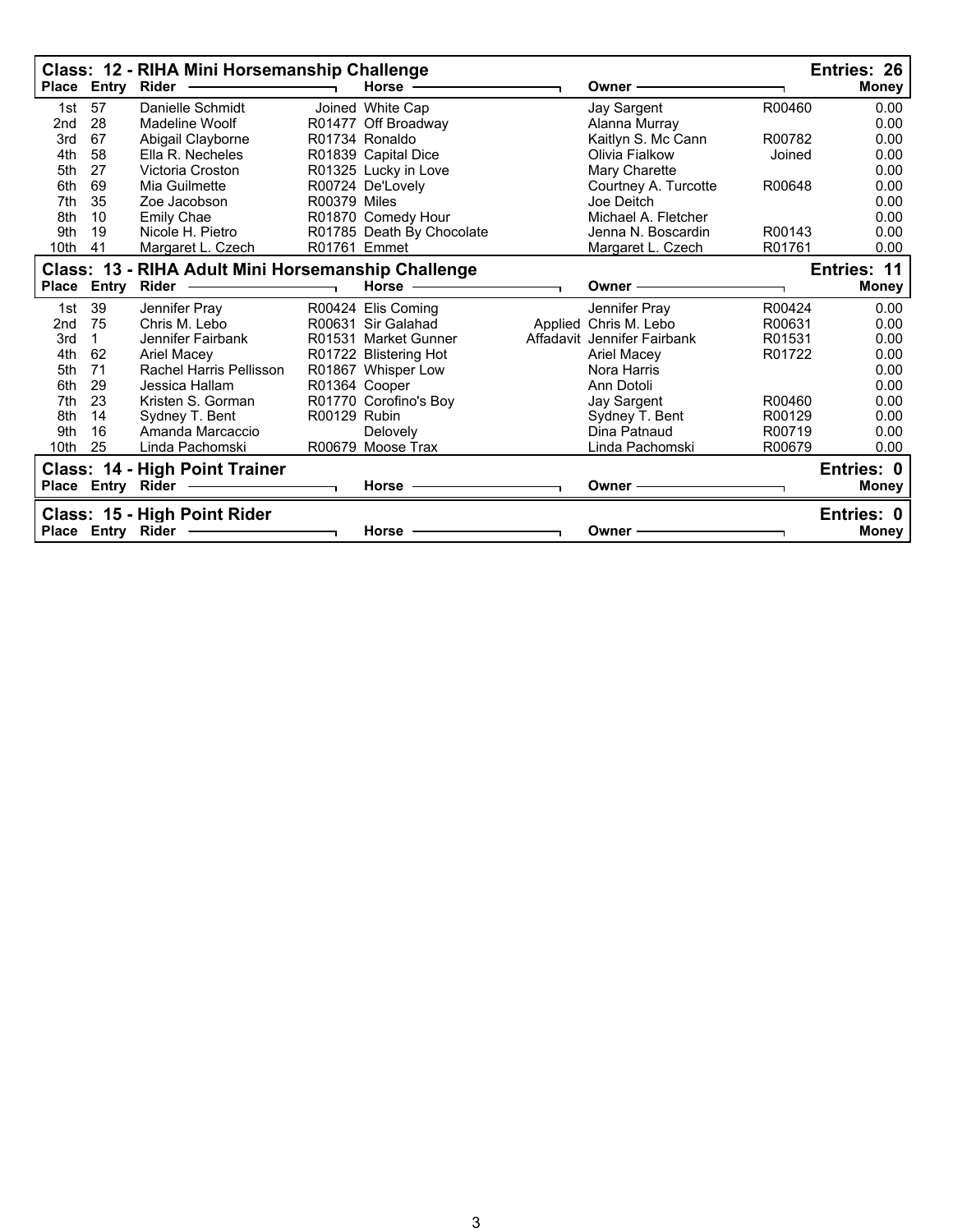## Class: 12 - RIHA Mini Horsemanship Challenge

**Entries: 26**

| Place | Entry | Rider | | Horse | | Owner | | Money |
|---|---|---|---|---|---|---|---|---|
| 1st | 57 | Danielle Schmidt | Joined | White Cap | | Jay Sargent | R00460 | 0.00 |
| 2nd | 28 | Madeline Woolf | R01477 | Off Broadway | | Alanna Murray | | 0.00 |
| 3rd | 67 | Abigail Clayborne | R01734 | Ronaldo | | Kaitlyn S. Mc Cann | R00782 | 0.00 |
| 4th | 58 | Ella R. Necheles | R01839 | Capital Dice | | Olivia Fialkow | Joined | 0.00 |
| 5th | 27 | Victoria Croston | R01325 | Lucky in Love | | Mary Charette | | 0.00 |
| 6th | 69 | Mia Guilmette | R00724 | De'Lovely | | Courtney A. Turcotte | R00648 | 0.00 |
| 7th | 35 | Zoe Jacobson | R00379 | Miles | | Joe Deitch | | 0.00 |
| 8th | 10 | Emily Chae | R01870 | Comedy Hour | | Michael A. Fletcher | | 0.00 |
| 9th | 19 | Nicole H. Pietro | R01785 | Death By Chocolate | | Jenna N. Boscardin | R00143 | 0.00 |
| 10th | 41 | Margaret L. Czech | R01761 | Emmet | | Margaret L. Czech | R01761 | 0.00 |

## Class: 13 - RIHA Adult Mini Horsemanship Challenge

**Entries: 11**

| Place | Entry | Rider | | Horse | | Owner | | Money |
|---|---|---|---|---|---|---|---|---|
| 1st | 39 | Jennifer Pray | R00424 | Elis Coming | | Jennifer Pray | R00424 | 0.00 |
| 2nd | 75 | Chris M. Lebo | R00631 | Sir Galahad | Applied | Chris M. Lebo | R00631 | 0.00 |
| 3rd | 1 | Jennifer Fairbank | R01531 | Market Gunner | Affadavit | Jennifer Fairbank | R01531 | 0.00 |
| 4th | 62 | Ariel Macey | R01722 | Blistering Hot | | Ariel Macey | R01722 | 0.00 |
| 5th | 71 | Rachel Harris Pellisson | R01867 | Whisper Low | | Nora Harris | | 0.00 |
| 6th | 29 | Jessica Hallam | R01364 | Cooper | | Ann Dotoli | | 0.00 |
| 7th | 23 | Kristen S. Gorman | R01770 | Corofino's Boy | | Jay Sargent | R00460 | 0.00 |
| 8th | 14 | Sydney T. Bent | R00129 | Rubin | | Sydney T. Bent | R00129 | 0.00 |
| 9th | 16 | Amanda Marcaccio | | Delovely | | Dina Patnaud | R00719 | 0.00 |
| 10th | 25 | Linda Pachomski | R00679 | Moose Trax | | Linda Pachomski | R00679 | 0.00 |

## Class: 14 - High Point Trainer

**Entries: 0**

| Place | Entry | Rider | Horse | Owner | Money |
|---|---|---|---|---|---|

## Class: 15 - High Point Rider

**Entries: 0**

| Place | Entry | Rider | Horse | Owner | Money |
|---|---|---|---|---|---|